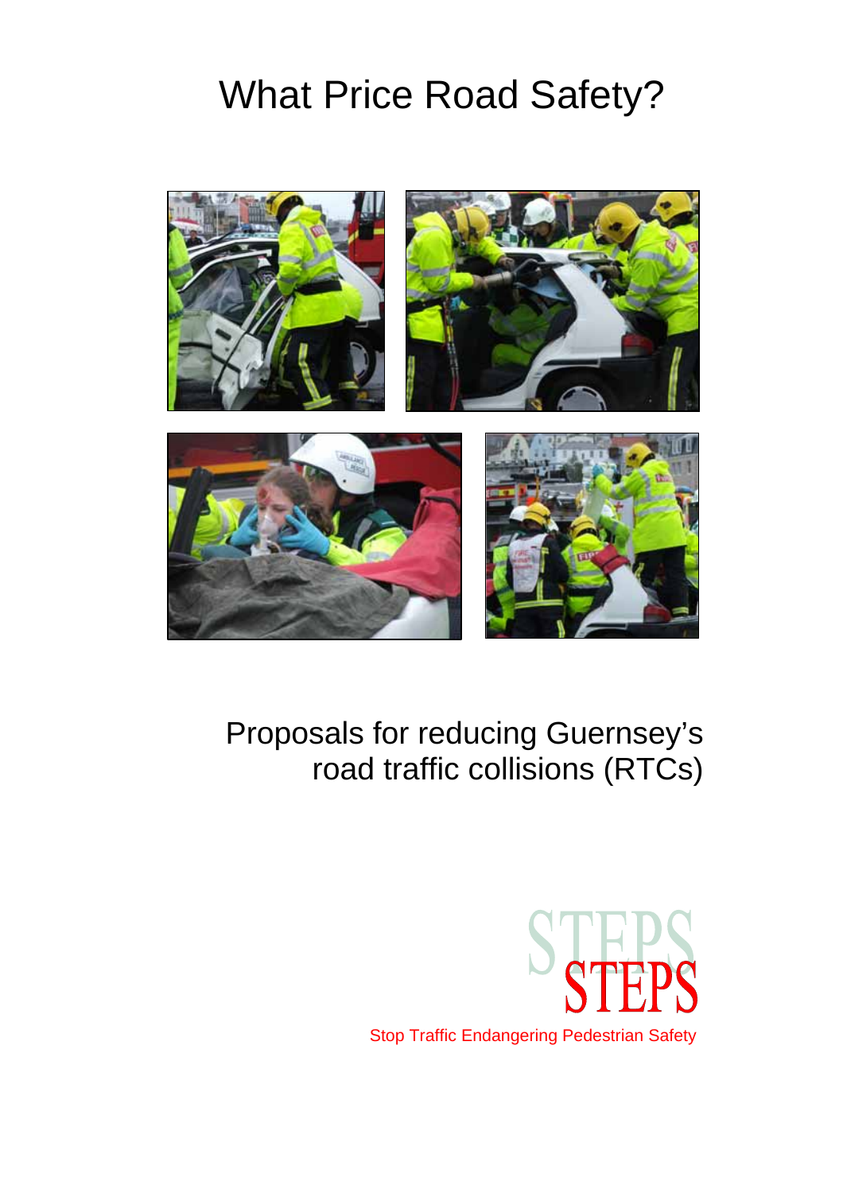# What Price Road Safety?

Proposals for reducing Guernsey's road traffic collisions (RTCs)

STEPS

Stop Traffic Endangering Pedestrian Safety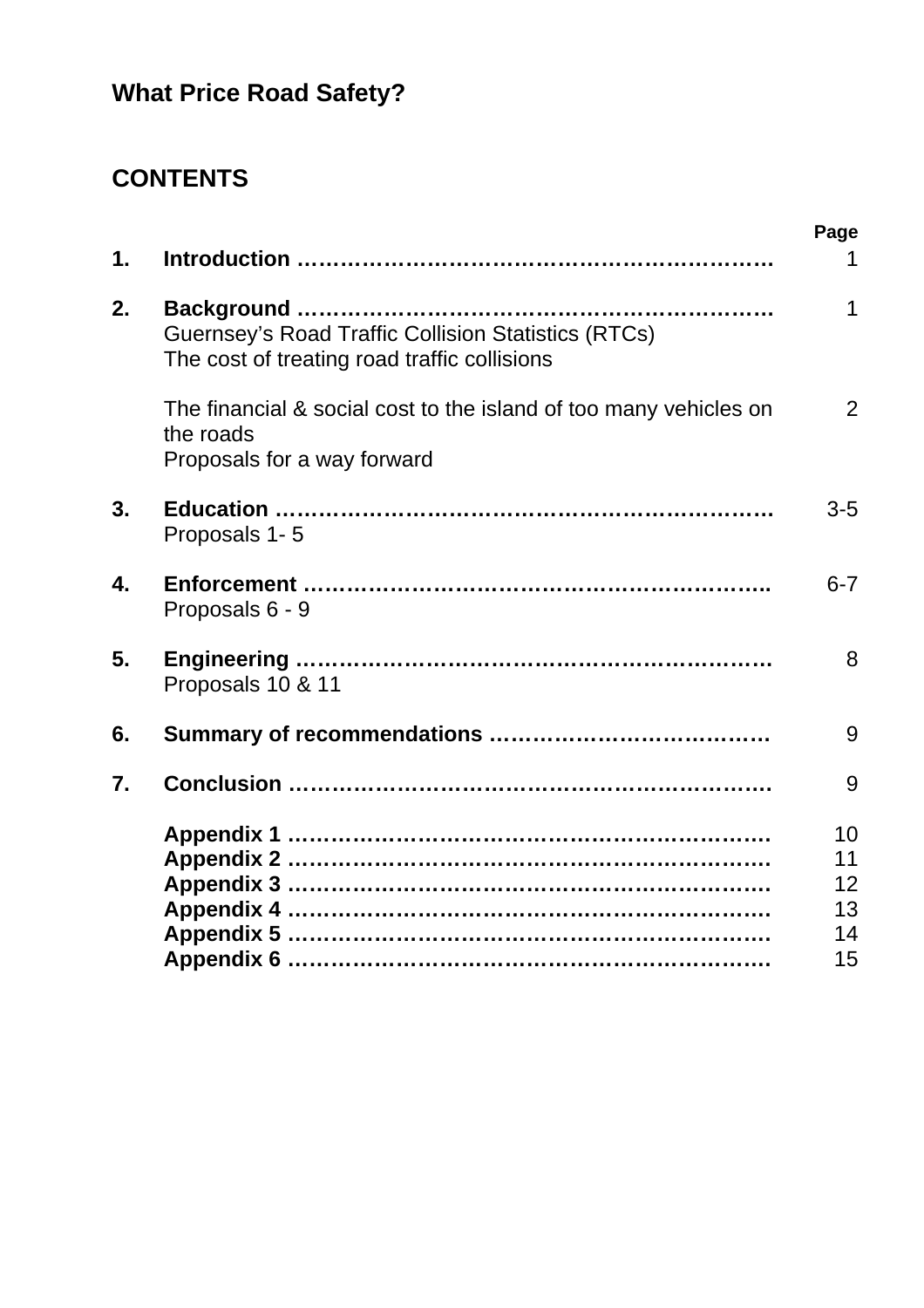# What Price Road Safety?

## CONTENTS

| | | Page |
|---|---|---|
| 1. | **Introduction** | 1 |
| 2. | **Background**<br>Guernsey's Road Traffic Collision Statistics (RTCs)<br>The cost of treating road traffic collisions | 1 |
| | The financial & social cost to the island of too many vehicles on the roads<br>Proposals for a way forward | 2 |
| 3. | **Education**<br>Proposals 1- 5 | 3-5 |
| 4. | **Enforcement**<br>Proposals 6 - 9 | 6-7 |
| 5. | **Engineering**<br>Proposals 10 & 11 | 8 |
| 6. | **Summary of recommendations** | 9 |
| 7. | **Conclusion** | 9 |
| | **Appendix 1** | 10 |
| | **Appendix 2** | 11 |
| | **Appendix 3** | 12 |
| | **Appendix 4** | 13 |
| | **Appendix 5** | 14 |
| | **Appendix 6** | 15 |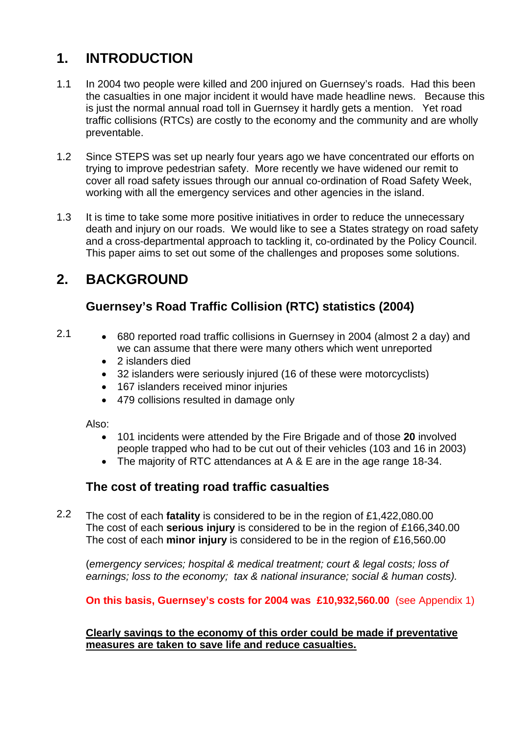# 1. INTRODUCTION

1.1 In 2004 two people were killed and 200 injured on Guernsey's roads. Had this been the casualties in one major incident it would have made headline news. Because this is just the normal annual road toll in Guernsey it hardly gets a mention. Yet road traffic collisions (RTCs) are costly to the economy and the community and are wholly preventable.

1.2 Since STEPS was set up nearly four years ago we have concentrated our efforts on trying to improve pedestrian safety. More recently we have widened our remit to cover all road safety issues through our annual co-ordination of Road Safety Week, working with all the emergency services and other agencies in the island.

1.3 It is time to take some more positive initiatives in order to reduce the unnecessary death and injury on our roads. We would like to see a States strategy on road safety and a cross-departmental approach to tackling it, co-ordinated by the Policy Council. This paper aims to set out some of the challenges and proposes some solutions.

# 2. BACKGROUND

## Guernsey's Road Traffic Collision (RTC) statistics (2004)

2.1

- 680 reported road traffic collisions in Guernsey in 2004 (almost 2 a day) and we can assume that there were many others which went unreported
- 2 islanders died
- 32 islanders were seriously injured (16 of these were motorcyclists)
- 167 islanders received minor injuries
- 479 collisions resulted in damage only

Also:

- 101 incidents were attended by the Fire Brigade and of those **20** involved people trapped who had to be cut out of their vehicles (103 and 16 in 2003)
- The majority of RTC attendances at A & E are in the age range 18-34.

## The cost of treating road traffic casualties

2.2 The cost of each **fatality** is considered to be in the region of £1,422,080.00
The cost of each **serious injury** is considered to be in the region of £166,340.00
The cost of each **minor injury** is considered to be in the region of £16,560.00

(*emergency services; hospital & medical treatment; court & legal costs; loss of earnings; loss to the economy; tax & national insurance; social & human costs).*

**On this basis, Guernsey's costs for 2004 was £10,932,560.00** (see Appendix 1)

**Clearly savings to the economy of this order could be made if preventative measures are taken to save life and reduce casualties.**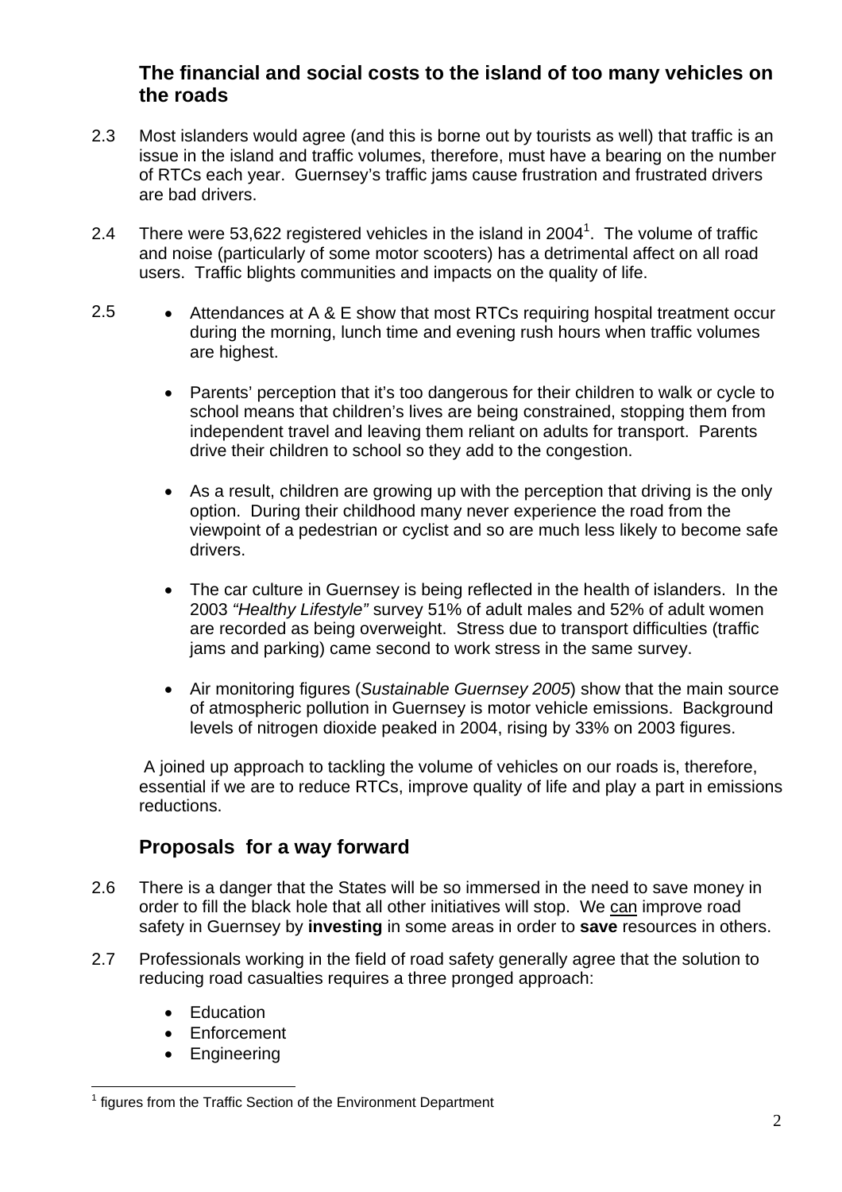## The financial and social costs to the island of too many vehicles on the roads

2.3 Most islanders would agree (and this is borne out by tourists as well) that traffic is an issue in the island and traffic volumes, therefore, must have a bearing on the number of RTCs each year. Guernsey's traffic jams cause frustration and frustrated drivers are bad drivers.

2.4 There were 53,622 registered vehicles in the island in 2004[1]. The volume of traffic and noise (particularly of some motor scooters) has a detrimental affect on all road users. Traffic blights communities and impacts on the quality of life.

2.5

- Attendances at A & E show that most RTCs requiring hospital treatment occur during the morning, lunch time and evening rush hours when traffic volumes are highest.
- Parents' perception that it's too dangerous for their children to walk or cycle to school means that children's lives are being constrained, stopping them from independent travel and leaving them reliant on adults for transport. Parents drive their children to school so they add to the congestion.
- As a result, children are growing up with the perception that driving is the only option. During their childhood many never experience the road from the viewpoint of a pedestrian or cyclist and so are much less likely to become safe drivers.
- The car culture in Guernsey is being reflected in the health of islanders. In the 2003 *"Healthy Lifestyle"* survey 51% of adult males and 52% of adult women are recorded as being overweight. Stress due to transport difficulties (traffic jams and parking) came second to work stress in the same survey.
- Air monitoring figures (*Sustainable Guernsey 2005*) show that the main source of atmospheric pollution in Guernsey is motor vehicle emissions. Background levels of nitrogen dioxide peaked in 2004, rising by 33% on 2003 figures.

A joined up approach to tackling the volume of vehicles on our roads is, therefore, essential if we are to reduce RTCs, improve quality of life and play a part in emissions reductions.

## Proposals for a way forward

2.6 There is a danger that the States will be so immersed in the need to save money in order to fill the black hole that all other initiatives will stop. We <u>can</u> improve road safety in Guernsey by **investing** in some areas in order to **save** resources in others.

2.7 Professionals working in the field of road safety generally agree that the solution to reducing road casualties requires a three pronged approach:

- Education
- Enforcement
- Engineering

[1] figures from the Traffic Section of the Environment Department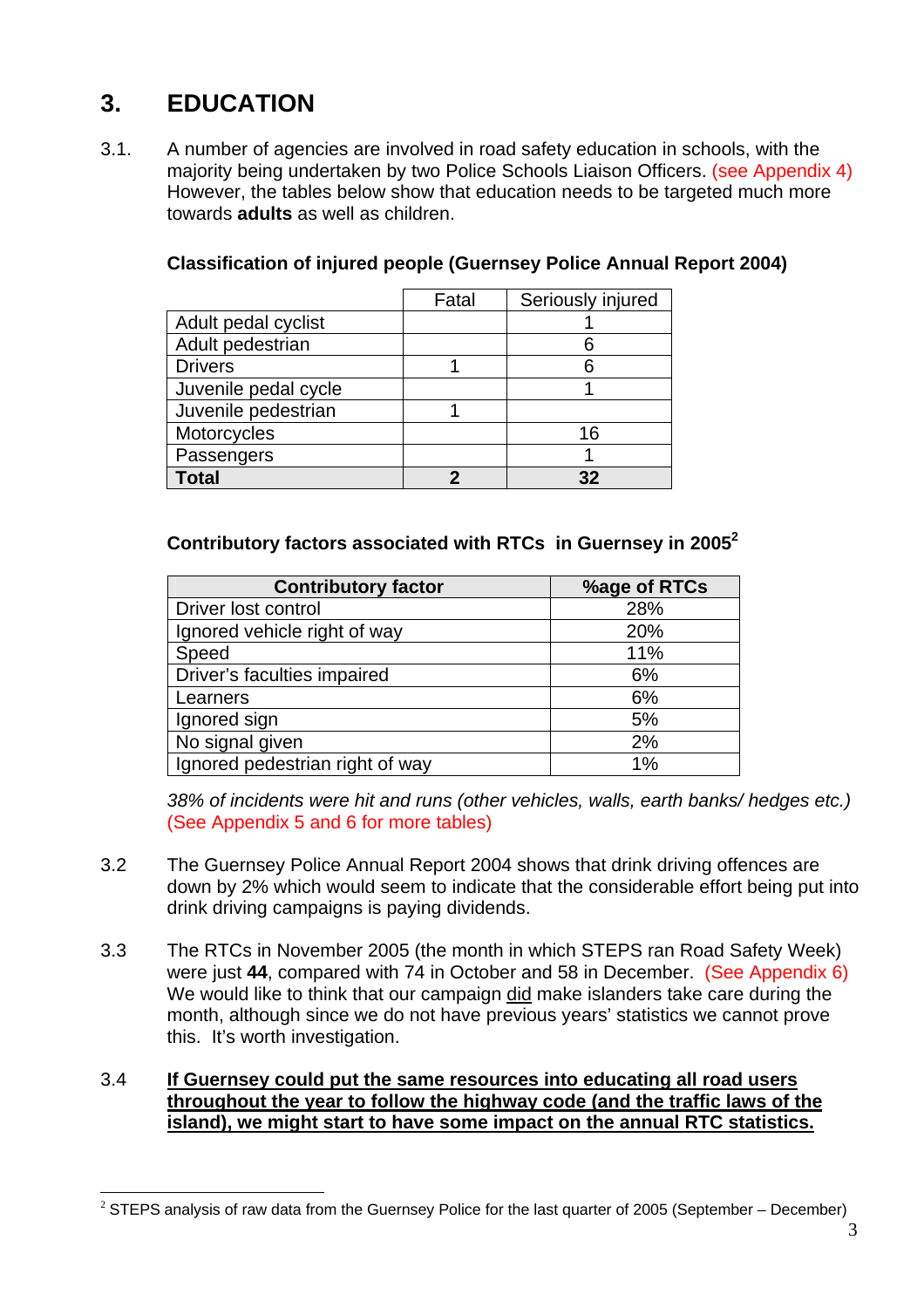# 3. EDUCATION

3.1. A number of agencies are involved in road safety education in schools, with the majority being undertaken by two Police Schools Liaison Officers. (see Appendix 4) However, the tables below show that education needs to be targeted much more towards **adults** as well as children.

**Classification of injured people (Guernsey Police Annual Report 2004)**

| | Fatal | Seriously injured |
|---|---|---|
| Adult pedal cyclist | | 1 |
| Adult pedestrian | | 6 |
| Drivers | 1 | 6 |
| Juvenile pedal cycle | | 1 |
| Juvenile pedestrian | 1 | |
| Motorcycles | | 16 |
| Passengers | | 1 |
| **Total** | **2** | **32** |

**Contributory factors associated with RTCs in Guernsey in 2005**[2]

| Contributory factor | %age of RTCs |
|---|---|
| Driver lost control | 28% |
| Ignored vehicle right of way | 20% |
| Speed | 11% |
| Driver's faculties impaired | 6% |
| Learners | 6% |
| Ignored sign | 5% |
| No signal given | 2% |
| Ignored pedestrian right of way | 1% |

*38% of incidents were hit and runs (other vehicles, walls, earth banks/ hedges etc.)* (See Appendix 5 and 6 for more tables)

3.2 The Guernsey Police Annual Report 2004 shows that drink driving offences are down by 2% which would seem to indicate that the considerable effort being put into drink driving campaigns is paying dividends.

3.3 The RTCs in November 2005 (the month in which STEPS ran Road Safety Week) were just **44**, compared with 74 in October and 58 in December. (See Appendix 6) We would like to think that our campaign did make islanders take care during the month, although since we do not have previous years' statistics we cannot prove this. It's worth investigation.

3.4 **If Guernsey could put the same resources into educating all road users throughout the year to follow the highway code (and the traffic laws of the island), we might start to have some impact on the annual RTC statistics.**

[2] STEPS analysis of raw data from the Guernsey Police for the last quarter of 2005 (September – December)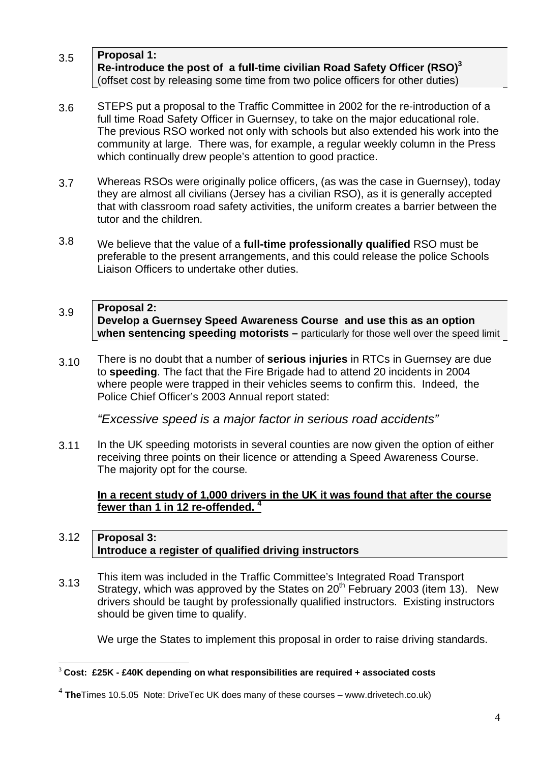3.5 **Proposal 1:**
**Re-introduce the post of a full-time civilian Road Safety Officer (RSO)**[3]
(offset cost by releasing some time from two police officers for other duties)

3.6 STEPS put a proposal to the Traffic Committee in 2002 for the re-introduction of a full time Road Safety Officer in Guernsey, to take on the major educational role. The previous RSO worked not only with schools but also extended his work into the community at large. There was, for example, a regular weekly column in the Press which continually drew people's attention to good practice.

3.7 Whereas RSOs were originally police officers, (as was the case in Guernsey), today they are almost all civilians (Jersey has a civilian RSO), as it is generally accepted that with classroom road safety activities, the uniform creates a barrier between the tutor and the children.

3.8 We believe that the value of a **full-time professionally qualified** RSO must be preferable to the present arrangements, and this could release the police Schools Liaison Officers to undertake other duties.

3.9 **Proposal 2:**
**Develop a Guernsey Speed Awareness Course and use this as an option when sentencing speeding motorists –** particularly for those well over the speed limit

3.10 There is no doubt that a number of **serious injuries** in RTCs in Guernsey are due to **speeding**. The fact that the Fire Brigade had to attend 20 incidents in 2004 where people were trapped in their vehicles seems to confirm this. Indeed, the Police Chief Officer's 2003 Annual report stated:

*"Excessive speed is a major factor in serious road accidents"*

3.11 In the UK speeding motorists in several counties are now given the option of either receiving three points on their licence or attending a Speed Awareness Course. The majority opt for the course*.*

**In a recent study of 1,000 drivers in the UK it was found that after the course fewer than 1 in 12 re-offended.** [4]

3.12 **Proposal 3:**
**Introduce a register of qualified driving instructors**

3.13 This item was included in the Traffic Committee's Integrated Road Transport Strategy, which was approved by the States on 20th February 2003 (item 13). New drivers should be taught by professionally qualified instructors. Existing instructors should be given time to qualify.

We urge the States to implement this proposal in order to raise driving standards.

---

[3] **Cost: £25K - £40K depending on what responsibilities are required + associated costs**

[4] **The**Times 10.5.05 Note: DriveTec UK does many of these courses – www.drivetech.co.uk)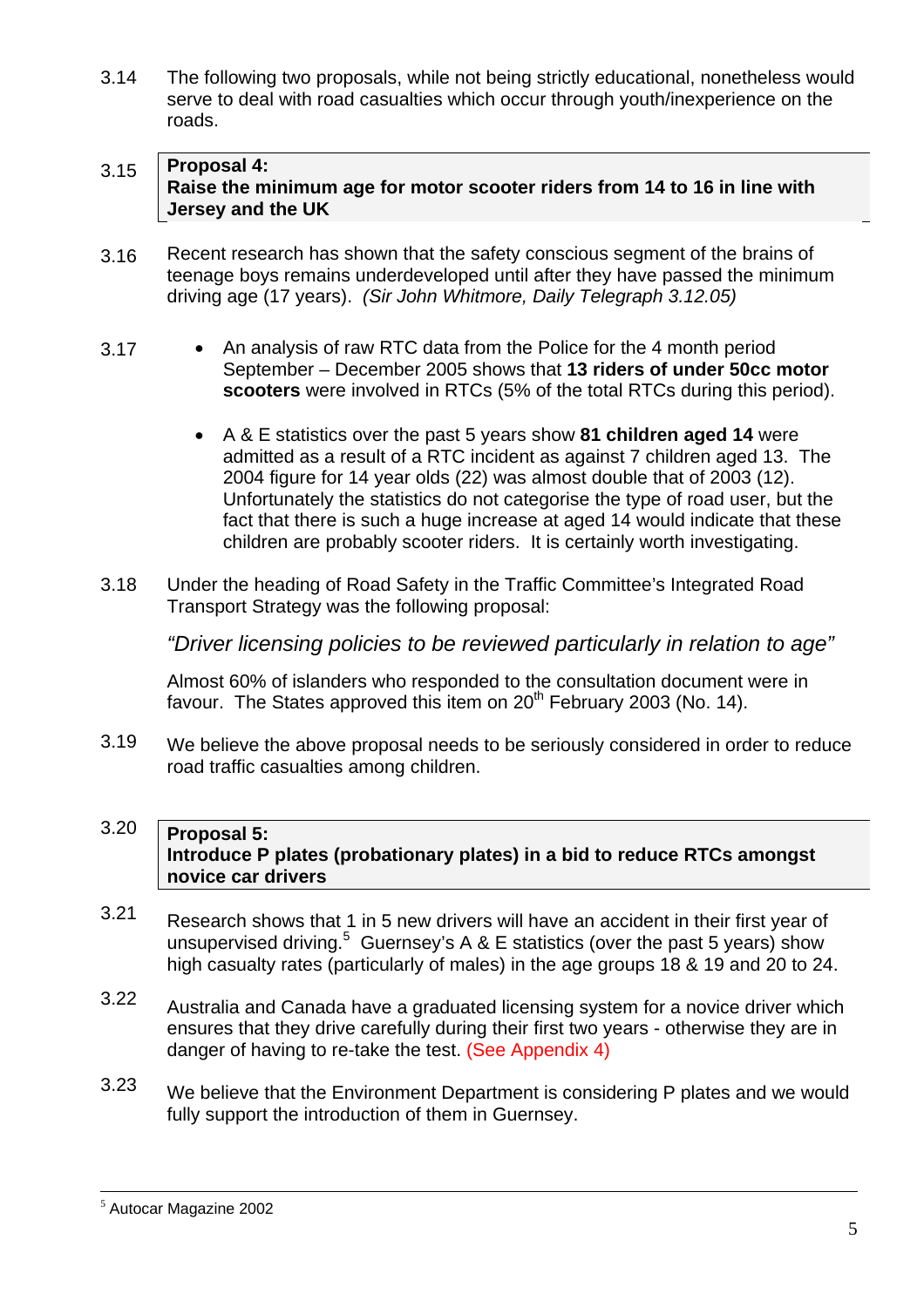3.14 The following two proposals, while not being strictly educational, nonetheless would serve to deal with road casualties which occur through youth/inexperience on the roads.

3.15 **Proposal 4:**
**Raise the minimum age for motor scooter riders from 14 to 16 in line with Jersey and the UK**

3.16 Recent research has shown that the safety conscious segment of the brains of teenage boys remains underdeveloped until after they have passed the minimum driving age (17 years). *(Sir John Whitmore, Daily Telegraph 3.12.05)*

3.17
- An analysis of raw RTC data from the Police for the 4 month period September – December 2005 shows that **13 riders of under 50cc motor scooters** were involved in RTCs (5% of the total RTCs during this period).
- A & E statistics over the past 5 years show **81 children aged 14** were admitted as a result of a RTC incident as against 7 children aged 13. The 2004 figure for 14 year olds (22) was almost double that of 2003 (12). Unfortunately the statistics do not categorise the type of road user, but the fact that there is such a huge increase at aged 14 would indicate that these children are probably scooter riders. It is certainly worth investigating.

3.18 Under the heading of Road Safety in the Traffic Committee's Integrated Road Transport Strategy was the following proposal:

*"Driver licensing policies to be reviewed particularly in relation to age"*

Almost 60% of islanders who responded to the consultation document were in favour. The States approved this item on 20th February 2003 (No. 14).

3.19 We believe the above proposal needs to be seriously considered in order to reduce road traffic casualties among children.

3.20 **Proposal 5:**
**Introduce P plates (probationary plates) in a bid to reduce RTCs amongst novice car drivers**

3.21 Research shows that 1 in 5 new drivers will have an accident in their first year of unsupervised driving.[5] Guernsey's A & E statistics (over the past 5 years) show high casualty rates (particularly of males) in the age groups 18 & 19 and 20 to 24.

3.22 Australia and Canada have a graduated licensing system for a novice driver which ensures that they drive carefully during their first two years - otherwise they are in danger of having to re-take the test. (See Appendix 4)

3.23 We believe that the Environment Department is considering P plates and we would fully support the introduction of them in Guernsey.

---

[5] Autocar Magazine 2002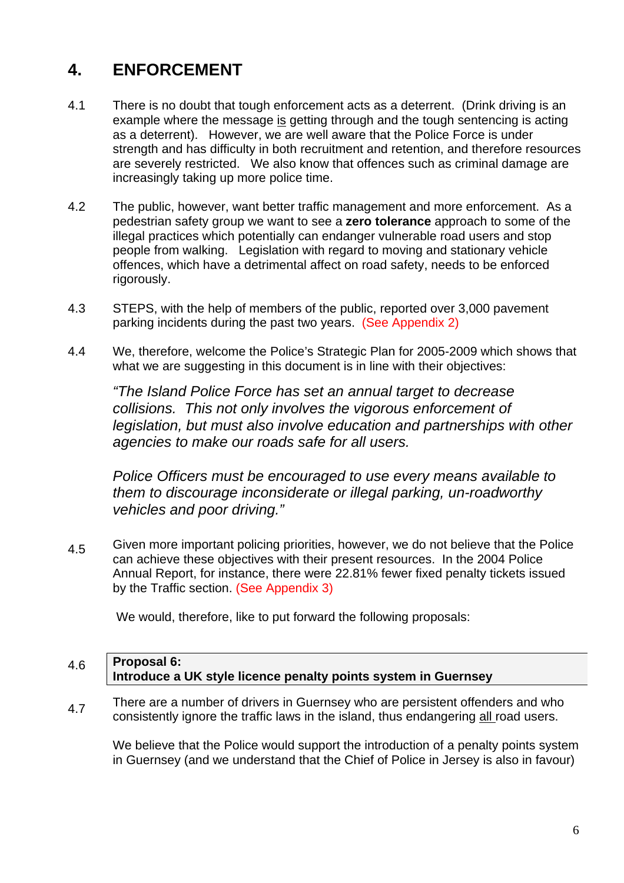# 4. ENFORCEMENT

4.1 There is no doubt that tough enforcement acts as a deterrent. (Drink driving is an example where the message is getting through and the tough sentencing is acting as a deterrent). However, we are well aware that the Police Force is under strength and has difficulty in both recruitment and retention, and therefore resources are severely restricted. We also know that offences such as criminal damage are increasingly taking up more police time.

4.2 The public, however, want better traffic management and more enforcement. As a pedestrian safety group we want to see a **zero tolerance** approach to some of the illegal practices which potentially can endanger vulnerable road users and stop people from walking. Legislation with regard to moving and stationary vehicle offences, which have a detrimental affect on road safety, needs to be enforced rigorously.

4.3 STEPS, with the help of members of the public, reported over 3,000 pavement parking incidents during the past two years. (See Appendix 2)

4.4 We, therefore, welcome the Police's Strategic Plan for 2005-2009 which shows that what we are suggesting in this document is in line with their objectives:

*"The Island Police Force has set an annual target to decrease collisions. This not only involves the vigorous enforcement of legislation, but must also involve education and partnerships with other agencies to make our roads safe for all users.*

*Police Officers must be encouraged to use every means available to them to discourage inconsiderate or illegal parking, un-roadworthy vehicles and poor driving."*

4.5 Given more important policing priorities, however, we do not believe that the Police can achieve these objectives with their present resources. In the 2004 Police Annual Report, for instance, there were 22.81% fewer fixed penalty tickets issued by the Traffic section. (See Appendix 3)

We would, therefore, like to put forward the following proposals:

4.6 **Proposal 6:**
**Introduce a UK style licence penalty points system in Guernsey**

4.7 There are a number of drivers in Guernsey who are persistent offenders and who consistently ignore the traffic laws in the island, thus endangering all road users.

We believe that the Police would support the introduction of a penalty points system in Guernsey (and we understand that the Chief of Police in Jersey is also in favour)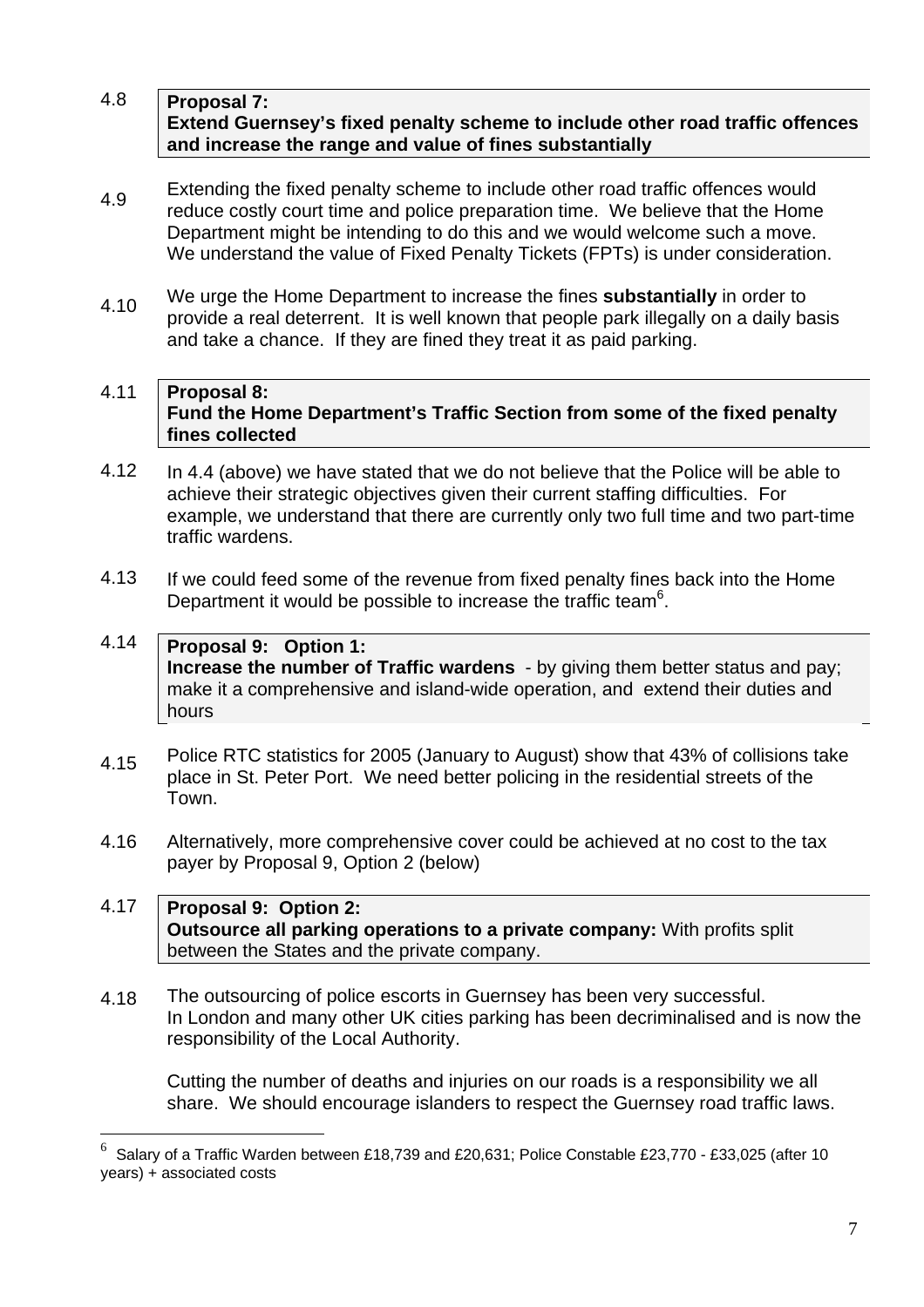4.8 **Proposal 7:**
**Extend Guernsey's fixed penalty scheme to include other road traffic offences and increase the range and value of fines substantially**

4.9 Extending the fixed penalty scheme to include other road traffic offences would reduce costly court time and police preparation time. We believe that the Home Department might be intending to do this and we would welcome such a move. We understand the value of Fixed Penalty Tickets (FPTs) is under consideration.

4.10 We urge the Home Department to increase the fines **substantially** in order to provide a real deterrent. It is well known that people park illegally on a daily basis and take a chance. If they are fined they treat it as paid parking.

4.11 **Proposal 8:**
**Fund the Home Department's Traffic Section from some of the fixed penalty fines collected**

4.12 In 4.4 (above) we have stated that we do not believe that the Police will be able to achieve their strategic objectives given their current staffing difficulties. For example, we understand that there are currently only two full time and two part-time traffic wardens.

4.13 If we could feed some of the revenue from fixed penalty fines back into the Home Department it would be possible to increase the traffic team[6].

4.14 **Proposal 9: Option 1:**
**Increase the number of Traffic wardens** - by giving them better status and pay; make it a comprehensive and island-wide operation, and extend their duties and hours

4.15 Police RTC statistics for 2005 (January to August) show that 43% of collisions take place in St. Peter Port. We need better policing in the residential streets of the Town.

4.16 Alternatively, more comprehensive cover could be achieved at no cost to the tax payer by Proposal 9, Option 2 (below)

4.17 **Proposal 9: Option 2:**
**Outsource all parking operations to a private company:** With profits split between the States and the private company.

4.18 The outsourcing of police escorts in Guernsey has been very successful. In London and many other UK cities parking has been decriminalised and is now the responsibility of the Local Authority.

Cutting the number of deaths and injuries on our roads is a responsibility we all share. We should encourage islanders to respect the Guernsey road traffic laws.

---

[6] Salary of a Traffic Warden between £18,739 and £20,631; Police Constable £23,770 - £33,025 (after 10 years) + associated costs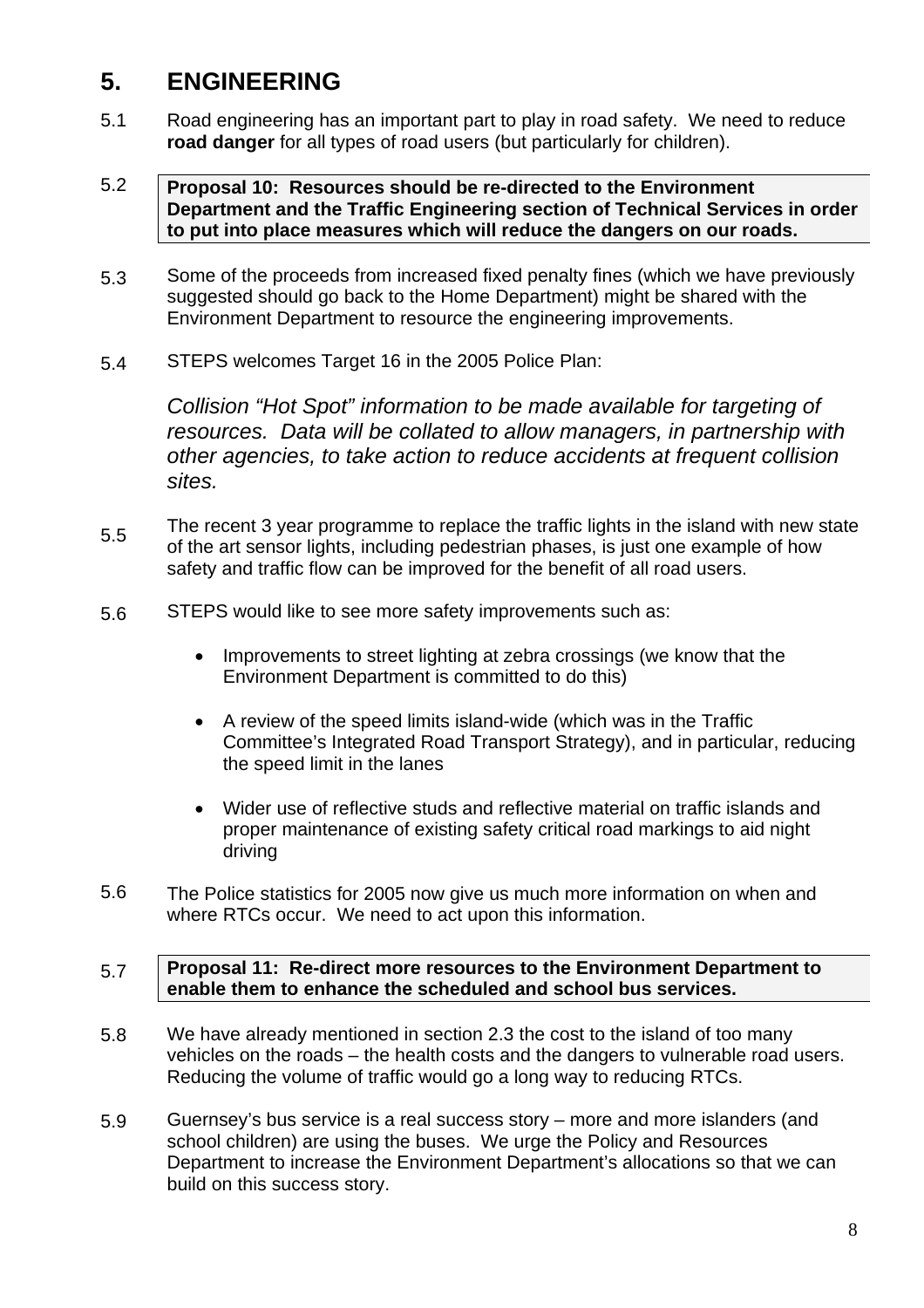# 5. ENGINEERING

5.1 Road engineering has an important part to play in road safety. We need to reduce **road danger** for all types of road users (but particularly for children).

5.2 **Proposal 10: Resources should be re-directed to the Environment Department and the Traffic Engineering section of Technical Services in order to put into place measures which will reduce the dangers on our roads.**

5.3 Some of the proceeds from increased fixed penalty fines (which we have previously suggested should go back to the Home Department) might be shared with the Environment Department to resource the engineering improvements.

5.4 STEPS welcomes Target 16 in the 2005 Police Plan:

*Collision "Hot Spot" information to be made available for targeting of resources. Data will be collated to allow managers, in partnership with other agencies, to take action to reduce accidents at frequent collision sites.*

5.5 The recent 3 year programme to replace the traffic lights in the island with new state of the art sensor lights, including pedestrian phases, is just one example of how safety and traffic flow can be improved for the benefit of all road users.

5.6 STEPS would like to see more safety improvements such as:

- Improvements to street lighting at zebra crossings (we know that the Environment Department is committed to do this)
- A review of the speed limits island-wide (which was in the Traffic Committee's Integrated Road Transport Strategy), and in particular, reducing the speed limit in the lanes
- Wider use of reflective studs and reflective material on traffic islands and proper maintenance of existing safety critical road markings to aid night driving

5.6 The Police statistics for 2005 now give us much more information on when and where RTCs occur. We need to act upon this information.

5.7 **Proposal 11: Re-direct more resources to the Environment Department to enable them to enhance the scheduled and school bus services.**

5.8 We have already mentioned in section 2.3 the cost to the island of too many vehicles on the roads – the health costs and the dangers to vulnerable road users. Reducing the volume of traffic would go a long way to reducing RTCs.

5.9 Guernsey's bus service is a real success story – more and more islanders (and school children) are using the buses. We urge the Policy and Resources Department to increase the Environment Department's allocations so that we can build on this success story.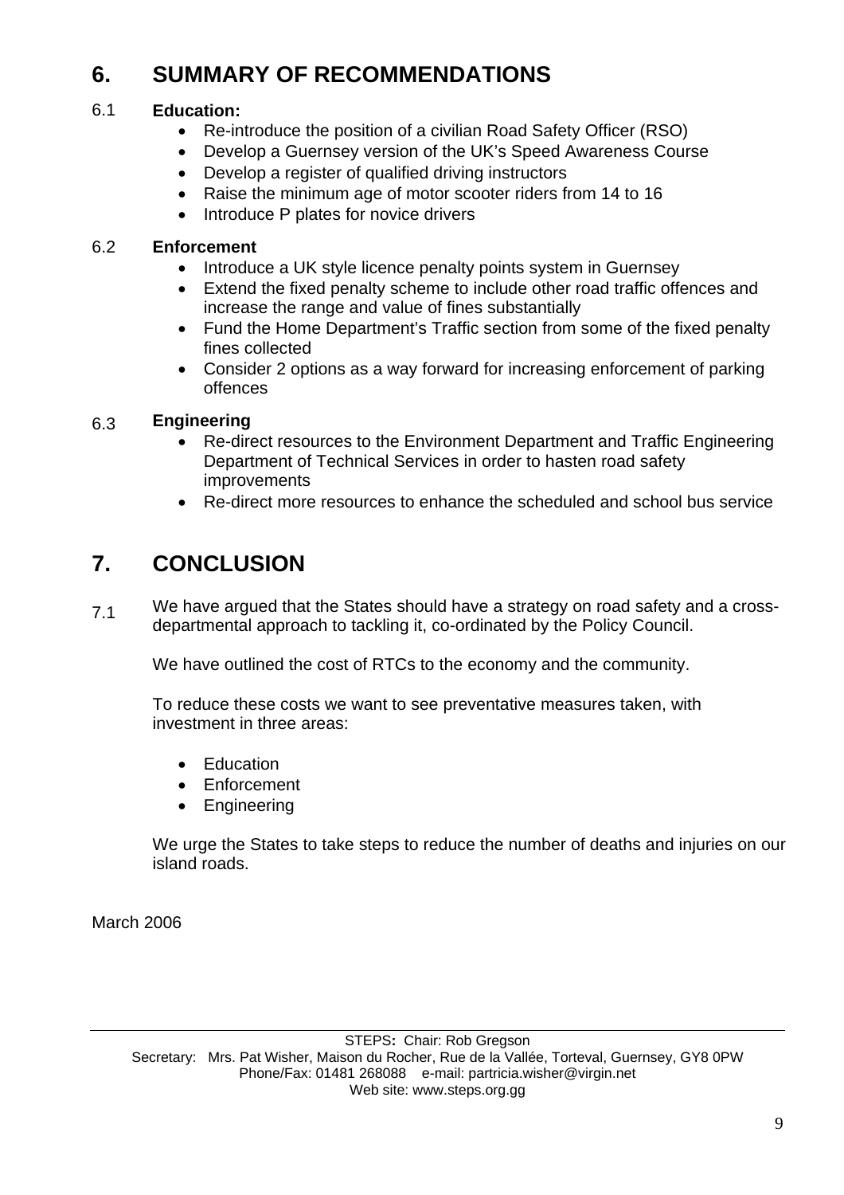# 6. SUMMARY OF RECOMMENDATIONS

6.1 **Education:**

- Re-introduce the position of a civilian Road Safety Officer (RSO)
- Develop a Guernsey version of the UK's Speed Awareness Course
- Develop a register of qualified driving instructors
- Raise the minimum age of motor scooter riders from 14 to 16
- Introduce P plates for novice drivers

6.2 **Enforcement**

- Introduce a UK style licence penalty points system in Guernsey
- Extend the fixed penalty scheme to include other road traffic offences and increase the range and value of fines substantially
- Fund the Home Department's Traffic section from some of the fixed penalty fines collected
- Consider 2 options as a way forward for increasing enforcement of parking offences

6.3 **Engineering**

- Re-direct resources to the Environment Department and Traffic Engineering Department of Technical Services in order to hasten road safety improvements
- Re-direct more resources to enhance the scheduled and school bus service

# 7. CONCLUSION

7.1 We have argued that the States should have a strategy on road safety and a cross-departmental approach to tackling it, co-ordinated by the Policy Council.

We have outlined the cost of RTCs to the economy and the community.

To reduce these costs we want to see preventative measures taken, with investment in three areas:

- Education
- Enforcement
- Engineering

We urge the States to take steps to reduce the number of deaths and injuries on our island roads.

March 2006

STEPS**:** Chair: Rob Gregson
Secretary: Mrs. Pat Wisher, Maison du Rocher, Rue de la Vallée, Torteval, Guernsey, GY8 0PW
Phone/Fax: 01481 268088 e-mail: partricia.wisher@virgin.net
Web site: www.steps.org.gg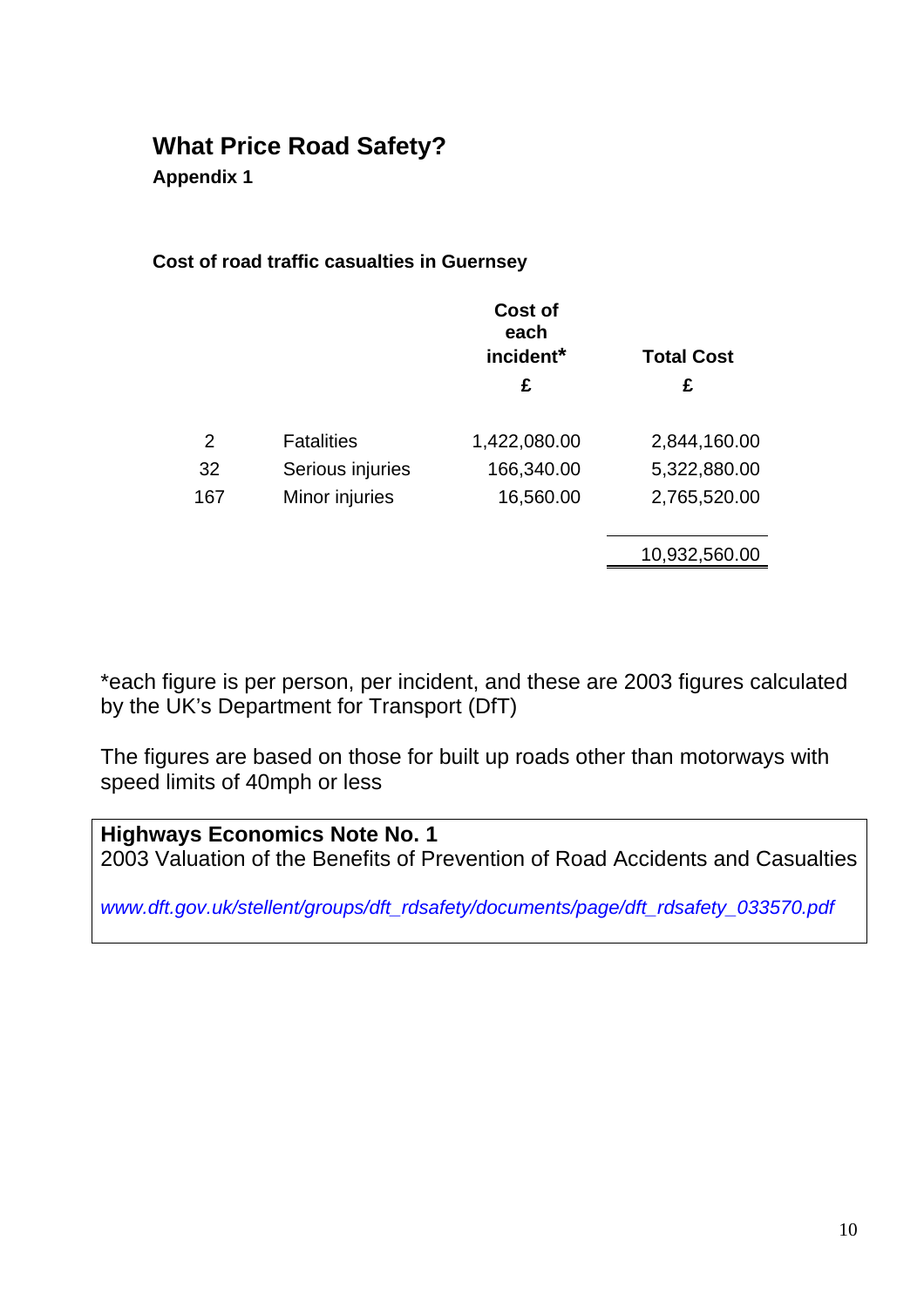# What Price Road Safety?

**Appendix 1**

**Cost of road traffic casualties in Guernsey**

| | | **Cost of each incident*** £ | **Total Cost** £ |
|---|---|---|---|
| 2 | Fatalities | 1,422,080.00 | 2,844,160.00 |
| 32 | Serious injuries | 166,340.00 | 5,322,880.00 |
| 167 | Minor injuries | 16,560.00 | 2,765,520.00 |
| | | | 10,932,560.00 |

*each figure is per person, per incident, and these are 2003 figures calculated by the UK's Department for Transport (DfT)

The figures are based on those for built up roads other than motorways with speed limits of 40mph or less

**Highways Economics Note No. 1**
2003 Valuation of the Benefits of Prevention of Road Accidents and Casualties

*www.dft.gov.uk/stellent/groups/dft_rdsafety/documents/page/dft_rdsafety_033570.pdf*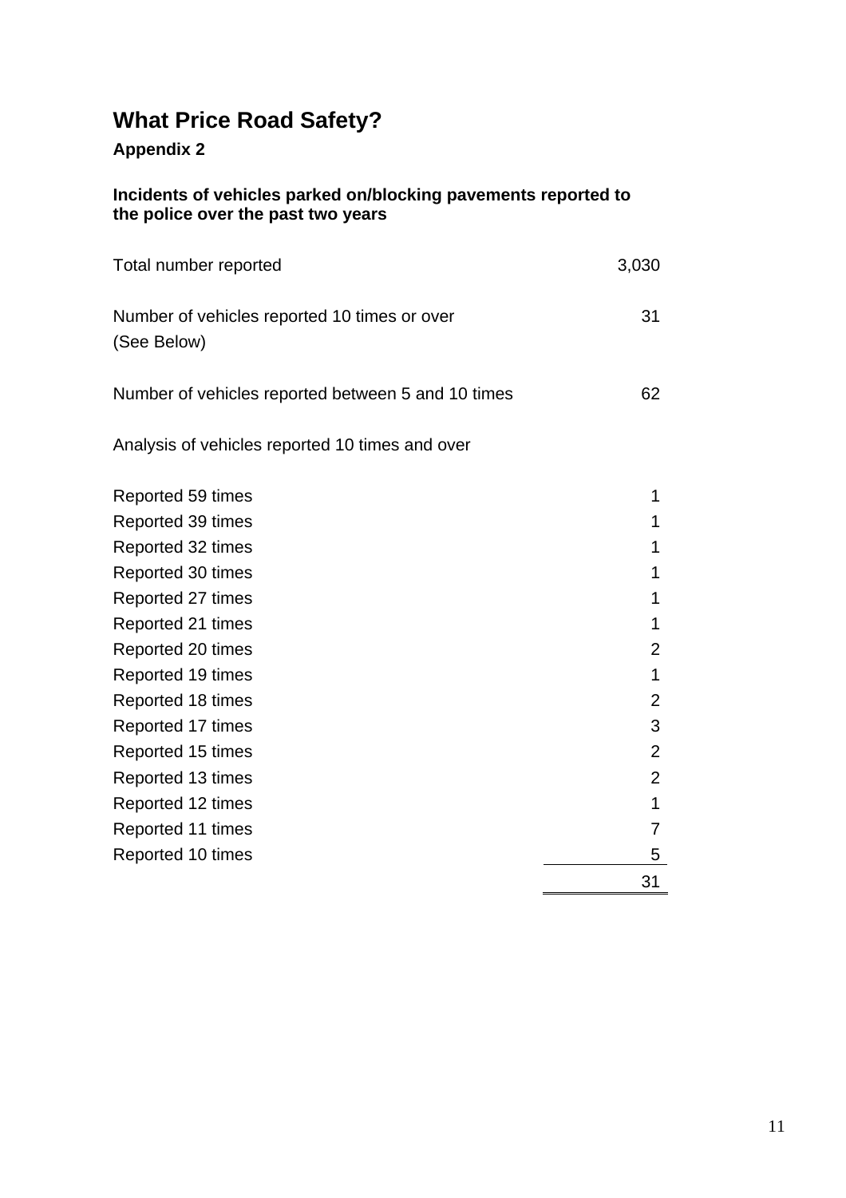# What Price Road Safety?

### Appendix 2

**Incidents of vehicles parked on/blocking pavements reported to the police over the past two years**

| | |
|---|---|
| Total number reported | 3,030 |
| Number of vehicles reported 10 times or over (See Below) | 31 |
| Number of vehicles reported between 5 and 10 times | 62 |

Analysis of vehicles reported 10 times and over

| | |
|---|---|
| Reported 59 times | 1 |
| Reported 39 times | 1 |
| Reported 32 times | 1 |
| Reported 30 times | 1 |
| Reported 27 times | 1 |
| Reported 21 times | 1 |
| Reported 20 times | 2 |
| Reported 19 times | 1 |
| Reported 18 times | 2 |
| Reported 17 times | 3 |
| Reported 15 times | 2 |
| Reported 13 times | 2 |
| Reported 12 times | 1 |
| Reported 11 times | 7 |
| Reported 10 times | 5 |
| | 31 |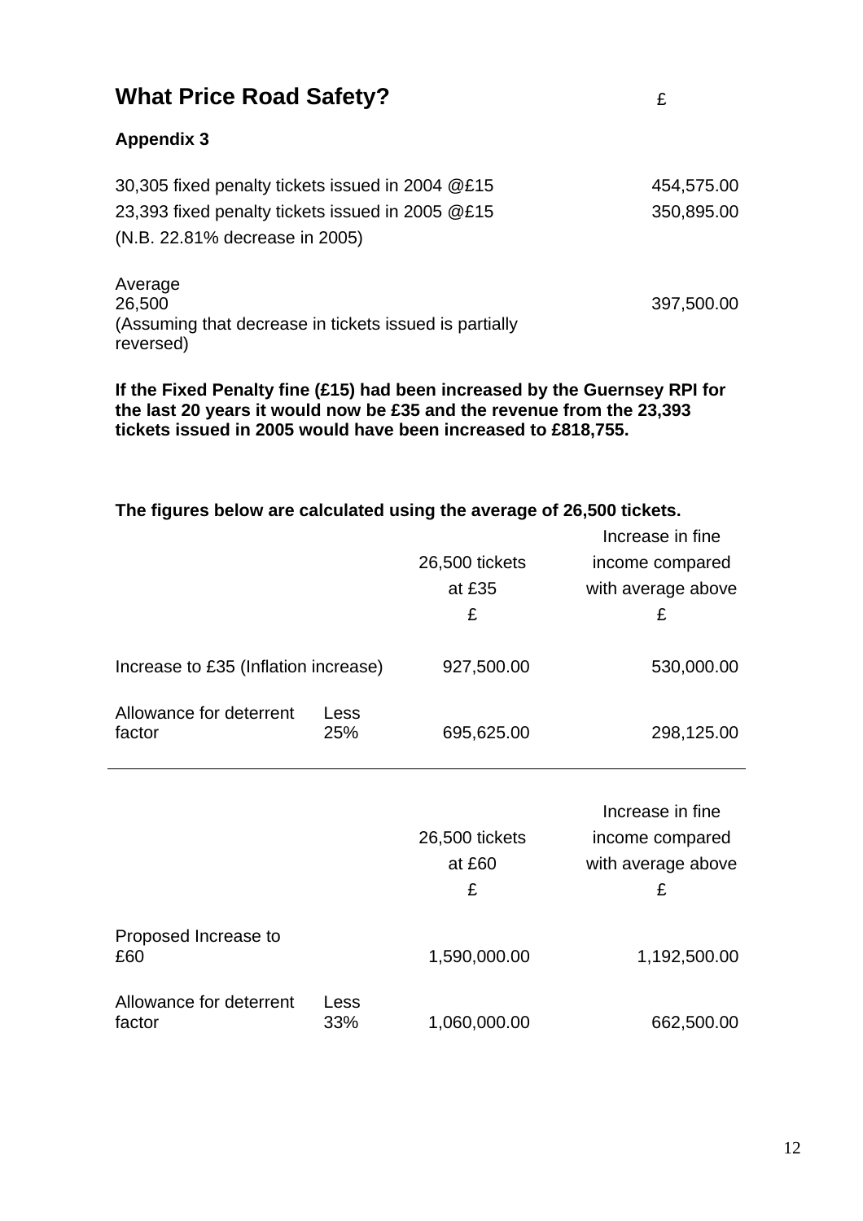# What Price Road Safety?

## Appendix 3

| | £ |
|---|---|
| 30,305 fixed penalty tickets issued in 2004 @£15 | 454,575.00 |
| 23,393 fixed penalty tickets issued in 2005 @£15 | 350,895.00 |
| (N.B. 22.81% decrease in 2005) | |
| Average 26,500 (Assuming that decrease in tickets issued is partially reversed) | 397,500.00 |

**If the Fixed Penalty fine (£15) had been increased by the Guernsey RPI for the last 20 years it would now be £35 and the revenue from the 23,393 tickets issued in 2005 would have been increased to £818,755.**

**The figures below are calculated using the average of 26,500 tickets.**

| | | 26,500 tickets at £35 £ | Increase in fine income compared with average above £ |
|---|---|---|---|
| Increase to £35 (Inflation increase) | | 927,500.00 | 530,000.00 |
| Allowance for deterrent factor | Less 25% | 695,625.00 | 298,125.00 |

| | | 26,500 tickets at £60 £ | Increase in fine income compared with average above £ |
|---|---|---|---|
| Proposed Increase to £60 | | 1,590,000.00 | 1,192,500.00 |
| Allowance for deterrent factor | Less 33% | 1,060,000.00 | 662,500.00 |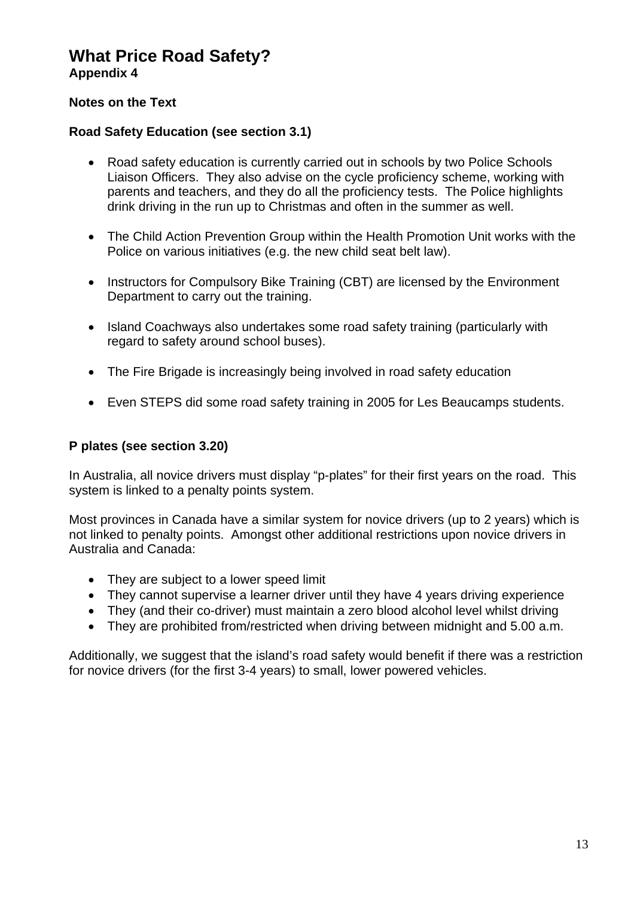# What Price Road Safety?

**Appendix 4**

**Notes on the Text**

**Road Safety Education (see section 3.1)**

- Road safety education is currently carried out in schools by two Police Schools Liaison Officers. They also advise on the cycle proficiency scheme, working with parents and teachers, and they do all the proficiency tests. The Police highlights drink driving in the run up to Christmas and often in the summer as well.

- The Child Action Prevention Group within the Health Promotion Unit works with the Police on various initiatives (e.g. the new child seat belt law).

- Instructors for Compulsory Bike Training (CBT) are licensed by the Environment Department to carry out the training.

- Island Coachways also undertakes some road safety training (particularly with regard to safety around school buses).

- The Fire Brigade is increasingly being involved in road safety education

- Even STEPS did some road safety training in 2005 for Les Beaucamps students.

**P plates (see section 3.20)**

In Australia, all novice drivers must display "p-plates" for their first years on the road. This system is linked to a penalty points system.

Most provinces in Canada have a similar system for novice drivers (up to 2 years) which is not linked to penalty points. Amongst other additional restrictions upon novice drivers in Australia and Canada:

- They are subject to a lower speed limit
- They cannot supervise a learner driver until they have 4 years driving experience
- They (and their co-driver) must maintain a zero blood alcohol level whilst driving
- They are prohibited from/restricted when driving between midnight and 5.00 a.m.

Additionally, we suggest that the island's road safety would benefit if there was a restriction for novice drivers (for the first 3-4 years) to small, lower powered vehicles.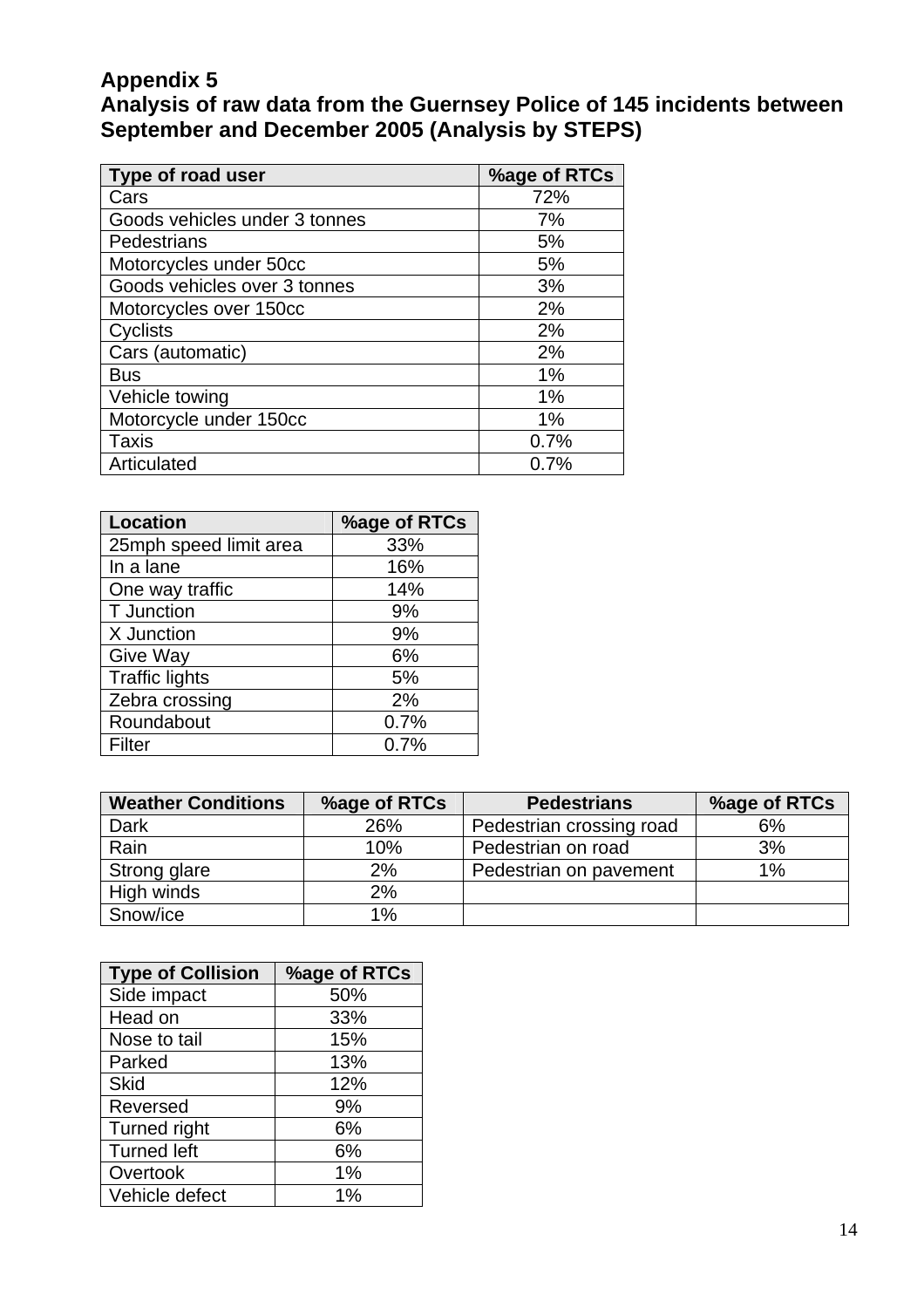## Appendix 5

## Analysis of raw data from the Guernsey Police of 145 incidents between September and December 2005 (Analysis by STEPS)

| Type of road user | %age of RTCs |
|---|---|
| Cars | 72% |
| Goods vehicles under 3 tonnes | 7% |
| Pedestrians | 5% |
| Motorcycles under 50cc | 5% |
| Goods vehicles over 3 tonnes | 3% |
| Motorcycles over 150cc | 2% |
| Cyclists | 2% |
| Cars (automatic) | 2% |
| Bus | 1% |
| Vehicle towing | 1% |
| Motorcycle under 150cc | 1% |
| Taxis | 0.7% |
| Articulated | 0.7% |

| Location | %age of RTCs |
|---|---|
| 25mph speed limit area | 33% |
| In a lane | 16% |
| One way traffic | 14% |
| T Junction | 9% |
| X Junction | 9% |
| Give Way | 6% |
| Traffic lights | 5% |
| Zebra crossing | 2% |
| Roundabout | 0.7% |
| Filter | 0.7% |

| Weather Conditions | %age of RTCs | Pedestrians | %age of RTCs |
|---|---|---|---|
| Dark | 26% | Pedestrian crossing road | 6% |
| Rain | 10% | Pedestrian on road | 3% |
| Strong glare | 2% | Pedestrian on pavement | 1% |
| High winds | 2% | | |
| Snow/ice | 1% | | |

| Type of Collision | %age of RTCs |
|---|---|
| Side impact | 50% |
| Head on | 33% |
| Nose to tail | 15% |
| Parked | 13% |
| Skid | 12% |
| Reversed | 9% |
| Turned right | 6% |
| Turned left | 6% |
| Overtook | 1% |
| Vehicle defect | 1% |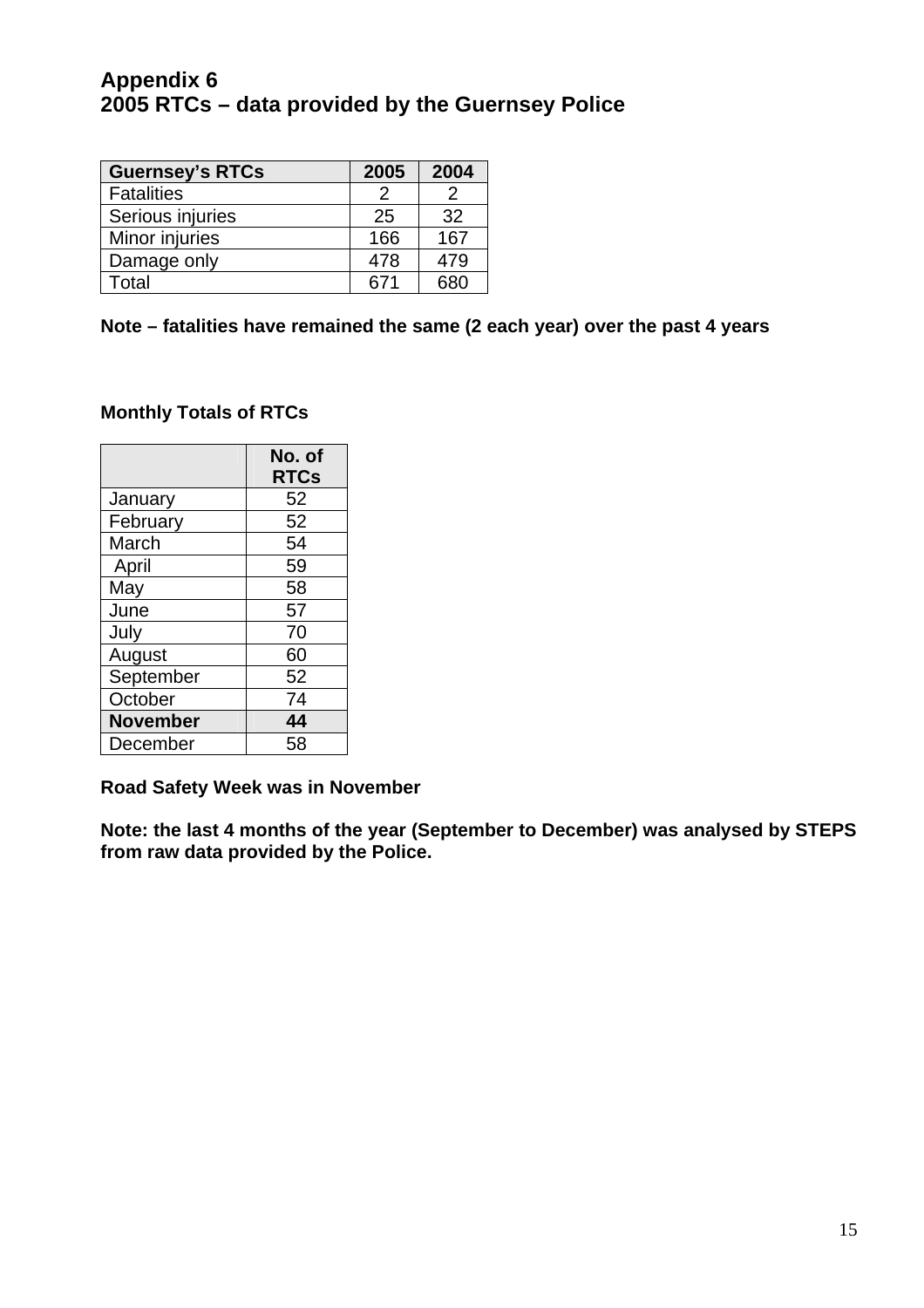## Appendix 6
## 2005 RTCs – data provided by the Guernsey Police

| Guernsey's RTCs | 2005 | 2004 |
|---|---|---|
| Fatalities | 2 | 2 |
| Serious injuries | 25 | 32 |
| Minor injuries | 166 | 167 |
| Damage only | 478 | 479 |
| Total | 671 | 680 |

**Note – fatalities have remained the same (2 each year) over the past 4 years**

**Monthly Totals of RTCs**

| | No. of RTCs |
|---|---|
| January | 52 |
| February | 52 |
| March | 54 |
| April | 59 |
| May | 58 |
| June | 57 |
| July | 70 |
| August | 60 |
| September | 52 |
| October | 74 |
| **November** | **44** |
| December | 58 |

**Road Safety Week was in November**

**Note: the last 4 months of the year (September to December) was analysed by STEPS from raw data provided by the Police.**